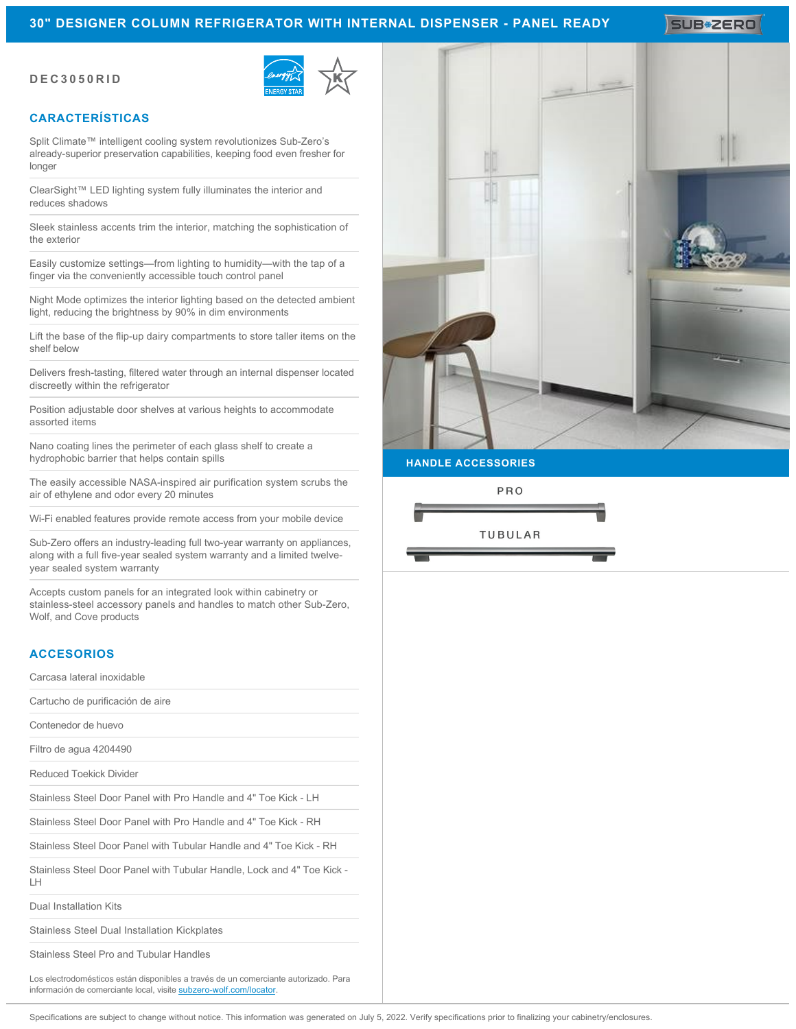# 30" DESIGNER COLUMN REFRIGERATOR WITH INTERNAL DISPENSER - PANEL READY

**DEC3050RID**

## CARACTERÍSTICAS

- Split Climate™ intelligent cooling system revolutionizes Sub-Zero's already-superior preservation capabilities, keeping food even fresher for longer
- ClearSight™ LED lighting system fully illuminates the interior and reduces shadows
- Sleek stainless accents trim the interior, matching the sophistication of the exterior
- Easily customize settings—from lighting to humidity—with the tap of a finger via the conveniently accessible touch control panel
- Night Mode optimizes the interior lighting based on the detected ambient light, reducing the brightness by 90% in dim environments
- Lift the base of the flip-up dairy compartments to store taller items on the shelf below
- Delivers fresh-tasting, filtered water through an internal dispenser located discreetly within the refrigerator
- Position adjustable door shelves at various heights to accommodate assorted items
- Nano coating lines the perimeter of each glass shelf to create a hydrophobic barrier that helps contain spills
- The easily accessible NASA-inspired air purification system scrubs the air of ethylene and odor every 20 minutes
- Wi-Fi enabled features provide remote access from your mobile device
- Sub-Zero offers an industry-leading full two-year warranty on appliances, along with a full five-year sealed system warranty and a limited twelve-year sealed system warranty
- Accepts custom panels for an integrated look within cabinetry or stainless-steel accessory panels and handles to match other Sub-Zero, Wolf, and Cove products

## ACCESORIOS

- Carcasa lateral inoxidable
- Cartucho de purificación de aire
- Contenedor de huevo
- Filtro de agua 4204490
- Reduced Toekick Divider
- Stainless Steel Door Panel with Pro Handle and 4" Toe Kick - LH
- Stainless Steel Door Panel with Pro Handle and 4" Toe Kick - RH
- Stainless Steel Door Panel with Tubular Handle and 4" Toe Kick - RH
- Stainless Steel Door Panel with Tubular Handle, Lock and 4" Toe Kick - LH
- Dual Installation Kits
- Stainless Steel Dual Installation Kickplates
- Stainless Steel Pro and Tubular Handles

Los electrodomésticos están disponibles a través de un comerciante autorizado. Para información de comerciante local, visite subzero-wolf.com/locator.

## HANDLE ACCESSORIES

PRO

TUBULAR

Specifications are subject to change without notice. This information was generated on July 5, 2022. Verify specifications prior to finalizing your cabinetry/enclosures.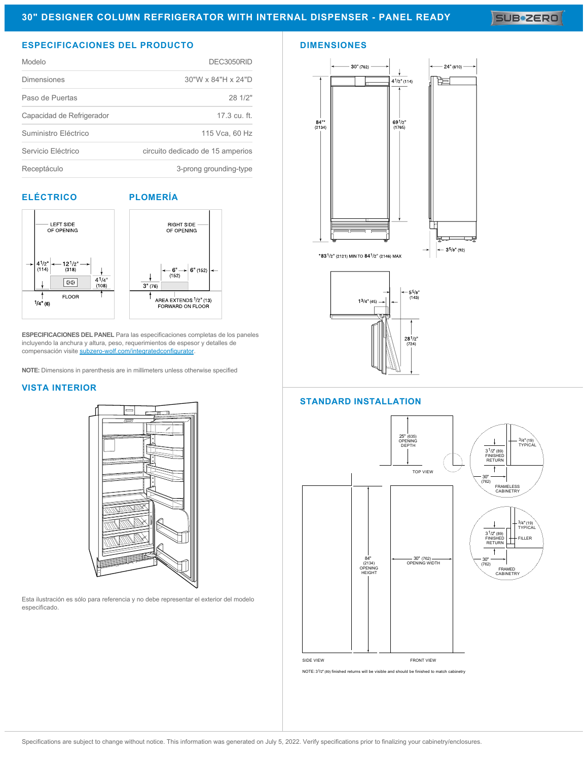# 30" DESIGNER COLUMN REFRIGERATOR WITH INTERNAL DISPENSER - PANEL READY

## ESPECIFICACIONES DEL PRODUCTO

| | |
|---|---|
| Modelo | DEC3050RID |
| Dimensiones | 30"W x 84"H x 24"D |
| Paso de Puertas | 28 1/2" |
| Capacidad de Refrigerador | 17.3 cu. ft. |
| Suministro Eléctrico | 115 Vca, 60 Hz |
| Servicio Eléctrico | circuito dedicado de 15 amperios |
| Receptáculo | 3-prong grounding-type |

## ELÉCTRICO

LEFT SIDE OF OPENING
4 1/2" (114)
12 1/2" (318)
4 1/4" (108)
FLOOR
1/4" (6)

## PLOMERÍA

RIGHT SIDE OF OPENING
6" (152)
6" (152)
3" (76)
AREA EXTENDS 1/2" (13) FORWARD ON FLOOR

**ESPECIFICACIONES DEL PANEL** Para las especificaciones completas de los paneles incluyendo la anchura y altura, peso, requerimientos de espesor y detalles de compensación visite subzero-wolf.com/integratedconfigurator.

**NOTE:** Dimensions in parenthesis are in millimeters unless otherwise specified

## VISTA INTERIOR

Esta ilustración es sólo para referencia y no debe representar el exterior del modelo especificado.

## DIMENSIONES

30" (762)
4 1/2" (114)
24" (610)
84"* (2134)
69 1/2" (1765)
3 5/8" (92)
*83 1/2" (2121) MIN TO 84 1/2" (2146) MAX
5 5/8" (143)
1 3/4" (45)
28 1/2" (724)

## STANDARD INSTALLATION

25" (635) OPENING DEPTH
TOP VIEW
3/4" (19) TYPICAL
3 1/2" (89) FINISHED RETURN
30" (762)
FRAMELESS CABINETRY
3/4" (19) TYPICAL
3 1/2" (89) FINISHED RETURN
FILLER
30" (762)
FRAMED CABINETRY
84" (2134) OPENING HEIGHT
30" (762) OPENING WIDTH
SIDE VIEW
FRONT VIEW

NOTE: 3 1/2" (89) finished returns will be visible and should be finished to match cabinetry

Specifications are subject to change without notice. This information was generated on July 5, 2022. Verify specifications prior to finalizing your cabinetry/enclosures.